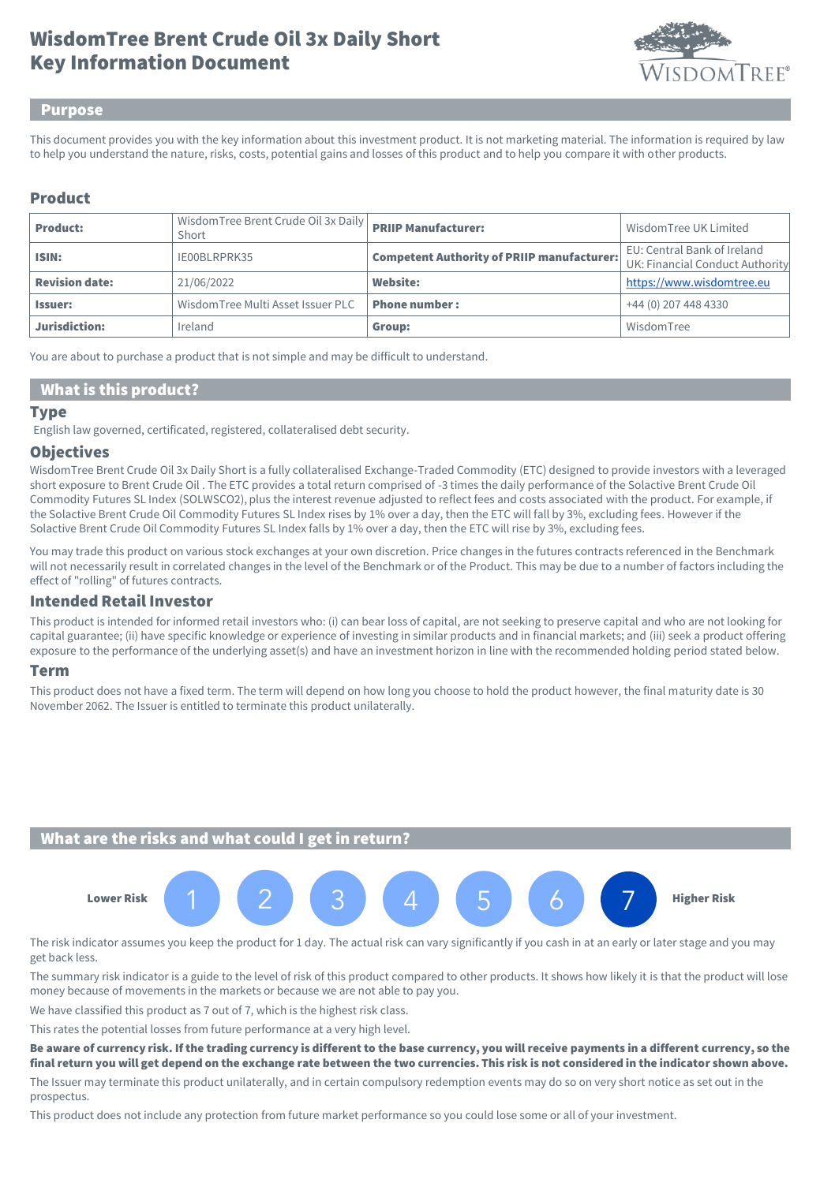# WisdomTree Brent Crude Oil 3x Daily Short Key Information Document

## Purpose

This document provides you with the key information about this investment product. It is not marketing material. The information is required by law to help you understand the nature, risks, costs, potential gains and losses of this product and to help you compare it with other products.

## Product

| **Product:** | WisdomTree Brent Crude Oil 3x Daily Short | **PRIIP Manufacturer:** | WisdomTree UK Limited |
|---|---|---|---|
| **ISIN:** | IE00BLRPRK35 | **Competent Authority of PRIIP manufacturer:** | EU: Central Bank of Ireland UK: Financial Conduct Authority |
| **Revision date:** | 21/06/2022 | **Website:** | https://www.wisdomtree.eu |
| **Issuer:** | WisdomTree Multi Asset Issuer PLC | **Phone number :** | +44 (0) 207 448 4330 |
| **Jurisdiction:** | Ireland | **Group:** | WisdomTree |

You are about to purchase a product that is not simple and may be difficult to understand.

## What is this product?

### Type

English law governed, certificated, registered, collateralised debt security.

### Objectives

WisdomTree Brent Crude Oil 3x Daily Short is a fully collateralised Exchange-Traded Commodity (ETC) designed to provide investors with a leveraged short exposure to Brent Crude Oil . The ETC provides a total return comprised of -3 times the daily performance of the Solactive Brent Crude Oil Commodity Futures SL Index (SOLWSCO2), plus the interest revenue adjusted to reflect fees and costs associated with the product. For example, if the Solactive Brent Crude Oil Commodity Futures SL Index rises by 1% over a day, then the ETC will fall by 3%, excluding fees. However if the Solactive Brent Crude Oil Commodity Futures SL Index falls by 1% over a day, then the ETC will rise by 3%, excluding fees.

You may trade this product on various stock exchanges at your own discretion. Price changes in the futures contracts referenced in the Benchmark will not necessarily result in correlated changes in the level of the Benchmark or of the Product. This may be due to a number of factors including the effect of "rolling" of futures contracts.

### Intended Retail Investor

This product is intended for informed retail investors who: (i) can bear loss of capital, are not seeking to preserve capital and who are not looking for capital guarantee; (ii) have specific knowledge or experience of investing in similar products and in financial markets; and (iii) seek a product offering exposure to the performance of the underlying asset(s) and have an investment horizon in line with the recommended holding period stated below.

### Term

This product does not have a fixed term. The term will depend on how long you choose to hold the product however, the final maturity date is 30 November 2062. The Issuer is entitled to terminate this product unilaterally.

## What are the risks and what could I get in return?

**Lower Risk** 1 2 3 4 5 6 **7** **Higher Risk**

The risk indicator assumes you keep the product for 1 day. The actual risk can vary significantly if you cash in at an early or later stage and you may get back less.

The summary risk indicator is a guide to the level of risk of this product compared to other products. It shows how likely it is that the product will lose money because of movements in the markets or because we are not able to pay you.

We have classified this product as 7 out of 7, which is the highest risk class.

This rates the potential losses from future performance at a very high level.

**Be aware of currency risk. If the trading currency is different to the base currency, you will receive payments in a different currency, so the final return you will get depend on the exchange rate between the two currencies. This risk is not considered in the indicator shown above.**

The Issuer may terminate this product unilaterally, and in certain compulsory redemption events may do so on very short notice as set out in the prospectus.

This product does not include any protection from future market performance so you could lose some or all of your investment.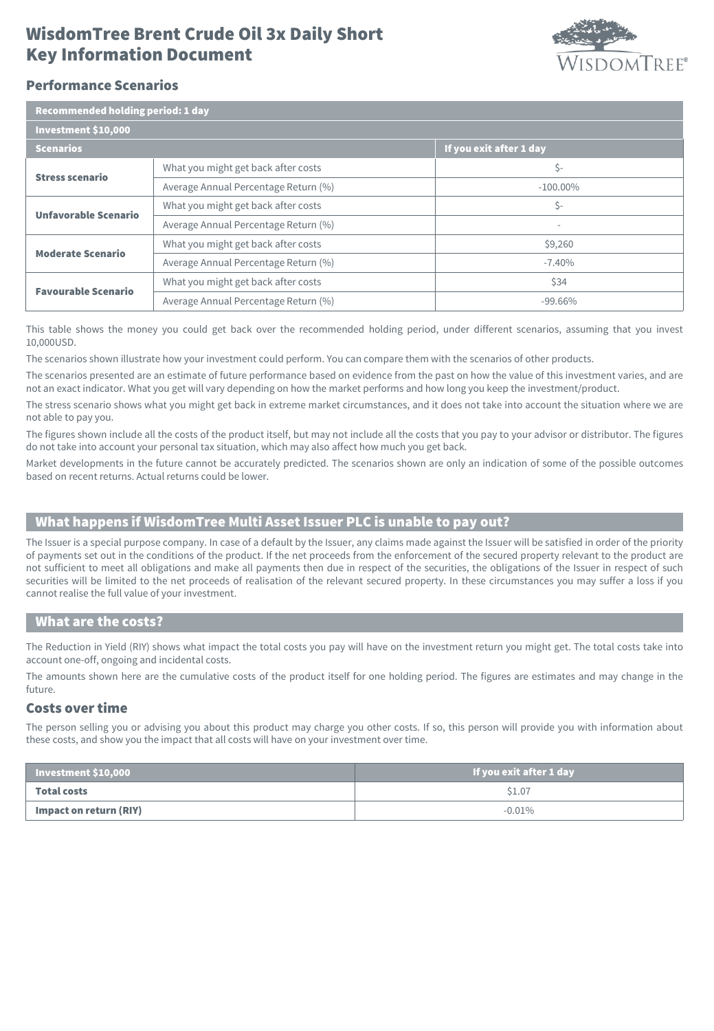# WisdomTree Brent Crude Oil 3x Daily Short Key Information Document

## Performance Scenarios

| Recommended holding period: 1 day | | |
|---|---|---|
| **Investment $10,000** | | |
| **Scenarios** | | **If you exit after 1 day** |
| **Stress scenario** | What you might get back after costs | $- |
| | Average Annual Percentage Return (%) | -100.00% |
| **Unfavorable Scenario** | What you might get back after costs | $- |
| | Average Annual Percentage Return (%) | - |
| **Moderate Scenario** | What you might get back after costs | $9,260 |
| | Average Annual Percentage Return (%) | -7.40% |
| **Favourable Scenario** | What you might get back after costs | $34 |
| | Average Annual Percentage Return (%) | -99.66% |

This table shows the money you could get back over the recommended holding period, under different scenarios, assuming that you invest 10,000USD.

The scenarios shown illustrate how your investment could perform. You can compare them with the scenarios of other products.

The scenarios presented are an estimate of future performance based on evidence from the past on how the value of this investment varies, and are not an exact indicator. What you get will vary depending on how the market performs and how long you keep the investment/product.

The stress scenario shows what you might get back in extreme market circumstances, and it does not take into account the situation where we are not able to pay you.

The figures shown include all the costs of the product itself, but may not include all the costs that you pay to your advisor or distributor. The figures do not take into account your personal tax situation, which may also affect how much you get back.

Market developments in the future cannot be accurately predicted. The scenarios shown are only an indication of some of the possible outcomes based on recent returns. Actual returns could be lower.

## What happens if WisdomTree Multi Asset Issuer PLC is unable to pay out?

The Issuer is a special purpose company. In case of a default by the Issuer, any claims made against the Issuer will be satisfied in order of the priority of payments set out in the conditions of the product. If the net proceeds from the enforcement of the secured property relevant to the product are not sufficient to meet all obligations and make all payments then due in respect of the securities, the obligations of the Issuer in respect of such securities will be limited to the net proceeds of realisation of the relevant secured property. In these circumstances you may suffer a loss if you cannot realise the full value of your investment.

## What are the costs?

The Reduction in Yield (RIY) shows what impact the total costs you pay will have on the investment return you might get. The total costs take into account one-off, ongoing and incidental costs.

The amounts shown here are the cumulative costs of the product itself for one holding period. The figures are estimates and may change in the future.

### Costs over time

The person selling you or advising you about this product may charge you other costs. If so, this person will provide you with information about these costs, and show you the impact that all costs will have on your investment over time.

| Investment $10,000 | If you exit after 1 day |
|---|---|
| **Total costs** | $1.07 |
| **Impact on return (RIY)** | -0.01% |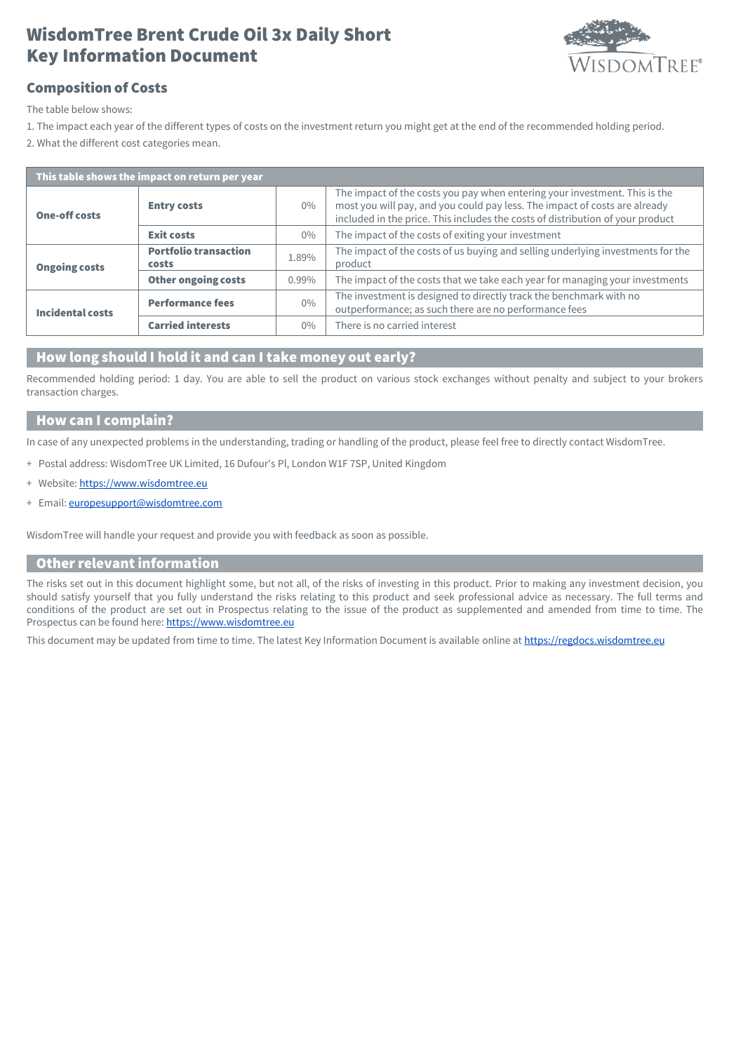# WisdomTree Brent Crude Oil 3x Daily Short Key Information Document

## Composition of Costs

The table below shows:

1. The impact each year of the different types of costs on the investment return you might get at the end of the recommended holding period.
2. What the different cost categories mean.

| This table shows the impact on return per year | | | |
|---|---|---|---|
| One-off costs | Entry costs | 0% | The impact of the costs you pay when entering your investment. This is the most you will pay, and you could pay less. The impact of costs are already included in the price. This includes the costs of distribution of your product |
| | Exit costs | 0% | The impact of the costs of exiting your investment |
| Ongoing costs | Portfolio transaction costs | 1.89% | The impact of the costs of us buying and selling underlying investments for the product |
| | Other ongoing costs | 0.99% | The impact of the costs that we take each year for managing your investments |
| Incidental costs | Performance fees | 0% | The investment is designed to directly track the benchmark with no outperformance; as such there are no performance fees |
| | Carried interests | 0% | There is no carried interest |

## How long should I hold it and can I take money out early?

Recommended holding period: 1 day. You are able to sell the product on various stock exchanges without penalty and subject to your brokers transaction charges.

## How can I complain?

In case of any unexpected problems in the understanding, trading or handling of the product, please feel free to directly contact WisdomTree.

- Postal address: WisdomTree UK Limited, 16 Dufour's Pl, London W1F 7SP, United Kingdom
- Website: https://www.wisdomtree.eu
- Email: europesupport@wisdomtree.com

WisdomTree will handle your request and provide you with feedback as soon as possible.

## Other relevant information

The risks set out in this document highlight some, but not all, of the risks of investing in this product. Prior to making any investment decision, you should satisfy yourself that you fully understand the risks relating to this product and seek professional advice as necessary. The full terms and conditions of the product are set out in Prospectus relating to the issue of the product as supplemented and amended from time to time. The Prospectus can be found here: https://www.wisdomtree.eu

This document may be updated from time to time. The latest Key Information Document is available online at https://regdocs.wisdomtree.eu